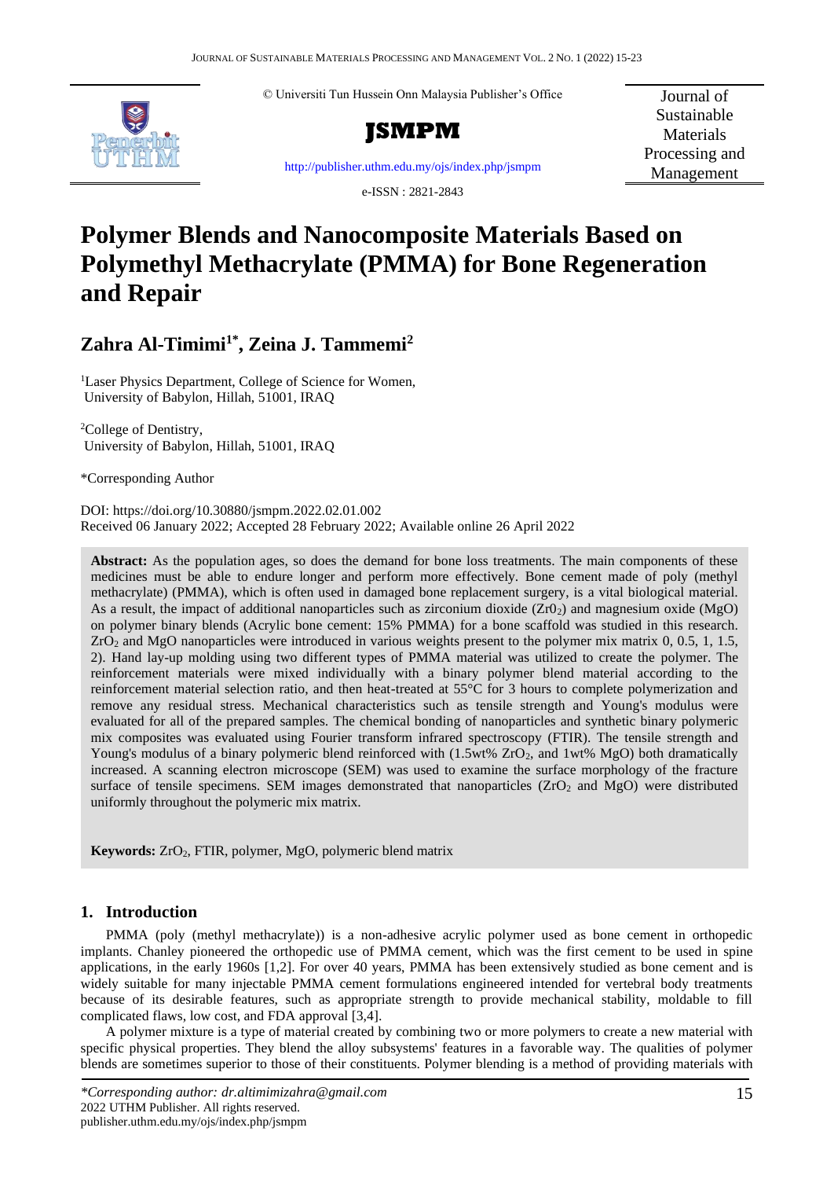© Universiti Tun Hussein Onn Malaysia Publisher's Office

**JSMPM**

http://publisher.uthm.edu.my/ojs/index.php/jsmpm

e-ISSN : 2821-2843

Journal of Sustainable Materials Processing and Management

# Polymer Blends and Nanocomposite Materials Based on Polymethyl Methacrylate (PMMA) for Bone Regeneration and Repair

## Zahra Al-Timimi[1*], Zeina J. Tammemi[2]

[1]Laser Physics Department, College of Science for Women, University of Babylon, Hillah, 51001, IRAQ

[2]College of Dentistry, University of Babylon, Hillah, 51001, IRAQ

*Corresponding Author

DOI: https://doi.org/10.30880/jsmpm.2022.02.01.002
Received 06 January 2022; Accepted 28 February 2022; Available online 26 April 2022

**Abstract:** As the population ages, so does the demand for bone loss treatments. The main components of these medicines must be able to endure longer and perform more effectively. Bone cement made of poly (methyl methacrylate) (PMMA), which is often used in damaged bone replacement surgery, is a vital biological material. As a result, the impact of additional nanoparticles such as zirconium dioxide ($Zr0_2$) and magnesium oxide (MgO) on polymer binary blends (Acrylic bone cement: 15% PMMA) for a bone scaffold was studied in this research. $ZrO_2$ and MgO nanoparticles were introduced in various weights present to the polymer mix matrix 0, 0.5, 1, 1.5, 2). Hand lay-up molding using two different types of PMMA material was utilized to create the polymer. The reinforcement materials were mixed individually with a binary polymer blend material according to the reinforcement material selection ratio, and then heat-treated at 55°C for 3 hours to complete polymerization and remove any residual stress. Mechanical characteristics such as tensile strength and Young's modulus were evaluated for all of the prepared samples. The chemical bonding of nanoparticles and synthetic binary polymeric mix composites was evaluated using Fourier transform infrared spectroscopy (FTIR). The tensile strength and Young's modulus of a binary polymeric blend reinforced with (1.5wt% $ZrO_2$, and 1wt% MgO) both dramatically increased. A scanning electron microscope (SEM) was used to examine the surface morphology of the fracture surface of tensile specimens. SEM images demonstrated that nanoparticles ($ZrO_2$ and MgO) were distributed uniformly throughout the polymeric mix matrix.

**Keywords:** $ZrO_2$, FTIR, polymer, MgO, polymeric blend matrix

## 1. Introduction

PMMA (poly (methyl methacrylate)) is a non-adhesive acrylic polymer used as bone cement in orthopedic implants. Chanley pioneered the orthopedic use of PMMA cement, which was the first cement to be used in spine applications, in the early 1960s [1,2]. For over 40 years, PMMA has been extensively studied as bone cement and is widely suitable for many injectable PMMA cement formulations engineered intended for vertebral body treatments because of its desirable features, such as appropriate strength to provide mechanical stability, moldable to fill complicated flaws, low cost, and FDA approval [3,4].

A polymer mixture is a type of material created by combining two or more polymers to create a new material with specific physical properties. They blend the alloy subsystems' features in a favorable way. The qualities of polymer blends are sometimes superior to those of their constituents. Polymer blending is a method of providing materials with

*\*Corresponding author: dr.altimimizahra@gmail.com*
2022 UTHM Publisher. All rights reserved.
publisher.uthm.edu.my/ojs/index.php/jsmpm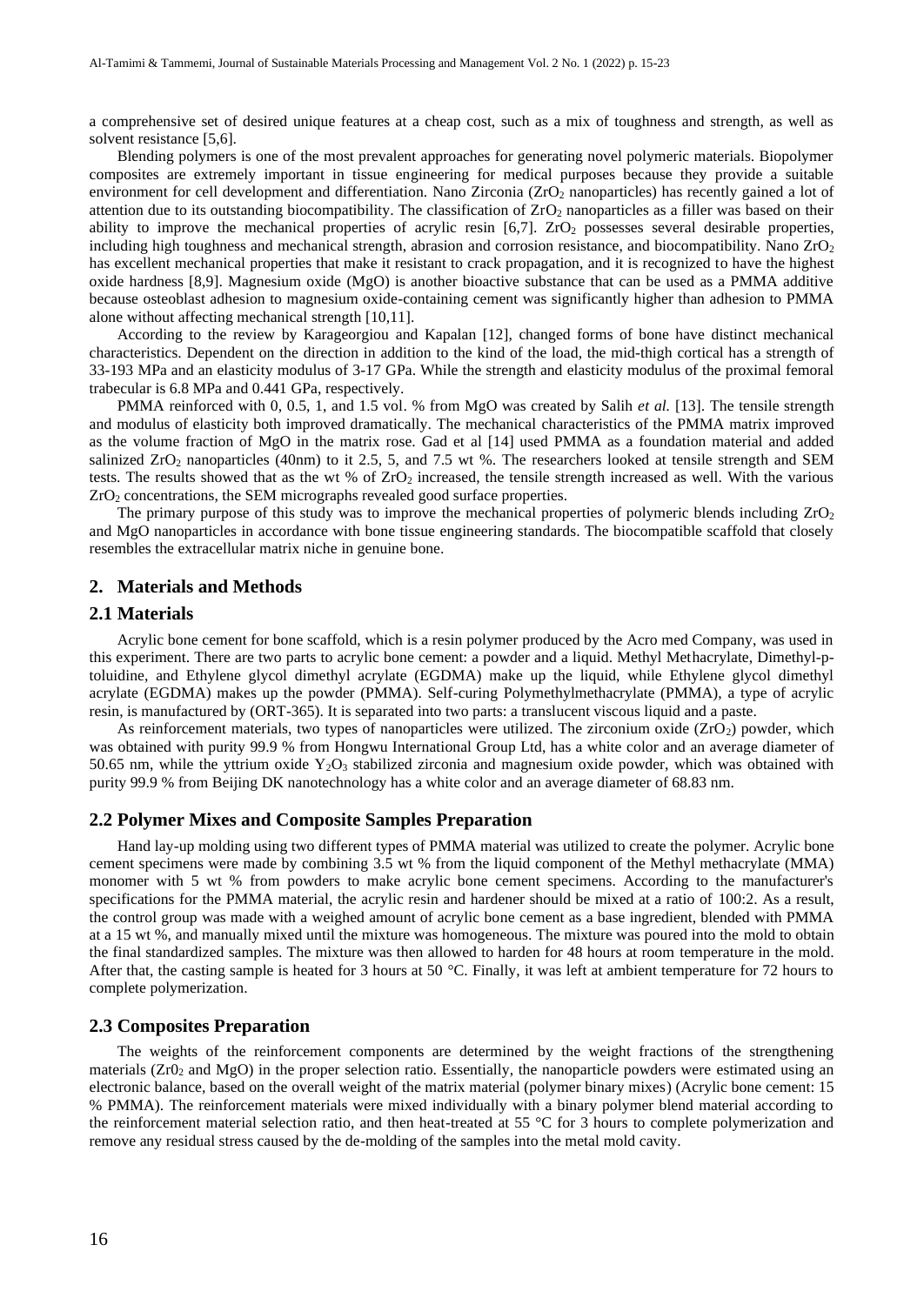a comprehensive set of desired unique features at a cheap cost, such as a mix of toughness and strength, as well as solvent resistance [5,6].

Blending polymers is one of the most prevalent approaches for generating novel polymeric materials. Biopolymer composites are extremely important in tissue engineering for medical purposes because they provide a suitable environment for cell development and differentiation. Nano Zirconia ($ZrO_2$ nanoparticles) has recently gained a lot of attention due to its outstanding biocompatibility. The classification of $ZrO_2$ nanoparticles as a filler was based on their ability to improve the mechanical properties of acrylic resin [6,7]. $ZrO_2$ possesses several desirable properties, including high toughness and mechanical strength, abrasion and corrosion resistance, and biocompatibility. Nano $ZrO_2$ has excellent mechanical properties that make it resistant to crack propagation, and it is recognized to have the highest oxide hardness [8,9]. Magnesium oxide (MgO) is another bioactive substance that can be used as a PMMA additive because osteoblast adhesion to magnesium oxide-containing cement was significantly higher than adhesion to PMMA alone without affecting mechanical strength [10,11].

According to the review by Karageorgiou and Kapalan [12], changed forms of bone have distinct mechanical characteristics. Dependent on the direction in addition to the kind of the load, the mid-thigh cortical has a strength of 33-193 MPa and an elasticity modulus of 3-17 GPa. While the strength and elasticity modulus of the proximal femoral trabecular is 6.8 MPa and 0.441 GPa, respectively.

PMMA reinforced with 0, 0.5, 1, and 1.5 vol. % from MgO was created by Salih *et al.* [13]. The tensile strength and modulus of elasticity both improved dramatically. The mechanical characteristics of the PMMA matrix improved as the volume fraction of MgO in the matrix rose. Gad et al [14] used PMMA as a foundation material and added salinized $ZrO_2$ nanoparticles (40nm) to it 2.5, 5, and 7.5 wt %. The researchers looked at tensile strength and SEM tests. The results showed that as the wt % of $ZrO_2$ increased, the tensile strength increased as well. With the various $ZrO_2$ concentrations, the SEM micrographs revealed good surface properties.

The primary purpose of this study was to improve the mechanical properties of polymeric blends including $ZrO_2$ and MgO nanoparticles in accordance with bone tissue engineering standards. The biocompatible scaffold that closely resembles the extracellular matrix niche in genuine bone.

## 2. Materials and Methods

### 2.1 Materials

Acrylic bone cement for bone scaffold, which is a resin polymer produced by the Acro med Company, was used in this experiment. There are two parts to acrylic bone cement: a powder and a liquid. Methyl Methacrylate, Dimethyl-p-toluidine, and Ethylene glycol dimethyl acrylate (EGDMA) make up the liquid, while Ethylene glycol dimethyl acrylate (EGDMA) makes up the powder (PMMA). Self-curing Polymethylmethacrylate (PMMA), a type of acrylic resin, is manufactured by (ORT-365). It is separated into two parts: a translucent viscous liquid and a paste.

As reinforcement materials, two types of nanoparticles were utilized. The zirconium oxide ($ZrO_2$) powder, which was obtained with purity 99.9 % from Hongwu International Group Ltd, has a white color and an average diameter of 50.65 nm, while the yttrium oxide $Y_2O_3$ stabilized zirconia and magnesium oxide powder, which was obtained with purity 99.9 % from Beijing DK nanotechnology has a white color and an average diameter of 68.83 nm.

### 2.2 Polymer Mixes and Composite Samples Preparation

Hand lay-up molding using two different types of PMMA material was utilized to create the polymer. Acrylic bone cement specimens were made by combining 3.5 wt % from the liquid component of the Methyl methacrylate (MMA) monomer with 5 wt % from powders to make acrylic bone cement specimens. According to the manufacturer's specifications for the PMMA material, the acrylic resin and hardener should be mixed at a ratio of 100:2. As a result, the control group was made with a weighed amount of acrylic bone cement as a base ingredient, blended with PMMA at a 15 wt %, and manually mixed until the mixture was homogeneous. The mixture was poured into the mold to obtain the final standardized samples. The mixture was then allowed to harden for 48 hours at room temperature in the mold. After that, the casting sample is heated for 3 hours at 50 °C. Finally, it was left at ambient temperature for 72 hours to complete polymerization.

### 2.3 Composites Preparation

The weights of the reinforcement components are determined by the weight fractions of the strengthening materials ($Zr0_2$ and MgO) in the proper selection ratio. Essentially, the nanoparticle powders were estimated using an electronic balance, based on the overall weight of the matrix material (polymer binary mixes) (Acrylic bone cement: 15 % PMMA). The reinforcement materials were mixed individually with a binary polymer blend material according to the reinforcement material selection ratio, and then heat-treated at 55 °C for 3 hours to complete polymerization and remove any residual stress caused by the de-molding of the samples into the metal mold cavity.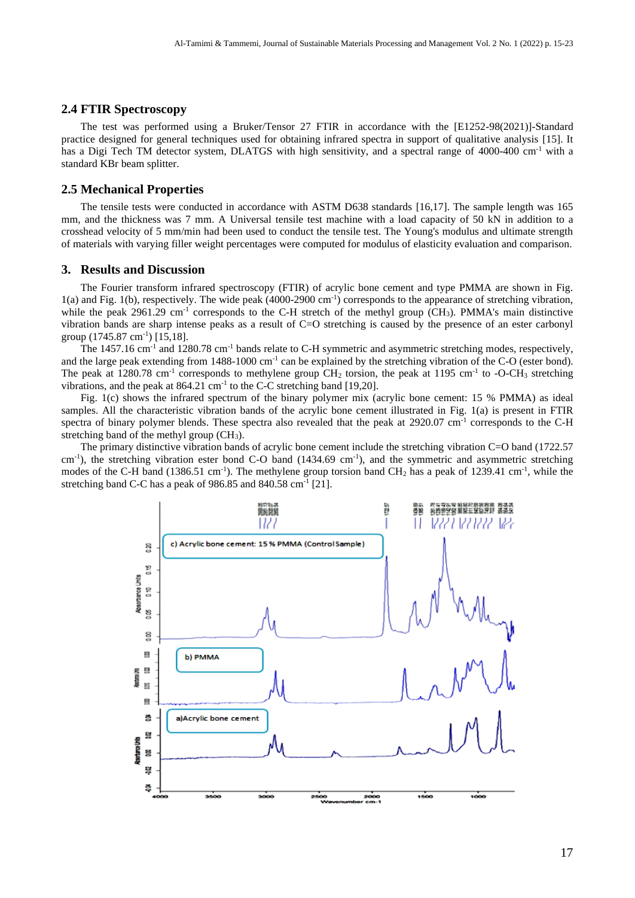## 2.4 FTIR Spectroscopy

The test was performed using a Bruker/Tensor 27 FTIR in accordance with the [E1252-98(2021)]-Standard practice designed for general techniques used for obtaining infrared spectra in support of qualitative analysis [15]. It has a Digi Tech TM detector system, DLATGS with high sensitivity, and a spectral range of 4000-400 $cm^{-1}$ with a standard KBr beam splitter.

## 2.5 Mechanical Properties

The tensile tests were conducted in accordance with ASTM D638 standards [16,17]. The sample length was 165 mm, and the thickness was 7 mm. A Universal tensile test machine with a load capacity of 50 kN in addition to a crosshead velocity of 5 mm/min had been used to conduct the tensile test. The Young's modulus and ultimate strength of materials with varying filler weight percentages were computed for modulus of elasticity evaluation and comparison.

# 3. Results and Discussion

The Fourier transform infrared spectroscopy (FTIR) of acrylic bone cement and type PMMA are shown in Fig. 1(a) and Fig. 1(b), respectively. The wide peak (4000-2900 $cm^{-1}$) corresponds to the appearance of stretching vibration, while the peak 2961.29 $cm^{-1}$ corresponds to the C-H stretch of the methyl group ($CH_3$). PMMA's main distinctive vibration bands are sharp intense peaks as a result of C=O stretching is caused by the presence of an ester carbonyl group (1745.87 $cm^{-1}$) [15,18].

The 1457.16 $cm^{-1}$ and 1280.78 $cm^{-1}$ bands relate to C-H symmetric and asymmetric stretching modes, respectively, and the large peak extending from 1488-1000 $cm^{-1}$ can be explained by the stretching vibration of the C-O (ester bond). The peak at 1280.78 $cm^{-1}$ corresponds to methylene group $CH_2$ torsion, the peak at 1195 $cm^{-1}$ to -O-$CH_3$ stretching vibrations, and the peak at 864.21 $cm^{-1}$ to the C-C stretching band [19,20].

Fig. 1(c) shows the infrared spectrum of the binary polymer mix (acrylic bone cement: 15 % PMMA) as ideal samples. All the characteristic vibration bands of the acrylic bone cement illustrated in Fig. 1(a) is present in FTIR spectra of binary polymer blends. These spectra also revealed that the peak at 2920.07 $cm^{-1}$ corresponds to the C-H stretching band of the methyl group ($CH_3$).

The primary distinctive vibration bands of acrylic bone cement include the stretching vibration C=O band (1722.57 $cm^{-1}$), the stretching vibration ester bond C-O band (1434.69 $cm^{-1}$), and the symmetric and asymmetric stretching modes of the C-H band (1386.51 $cm^{-1}$). The methylene group torsion band $CH_2$ has a peak of 1239.41 $cm^{-1}$, while the stretching band C-C has a peak of 986.85 and 840.58 $cm^{-1}$ [21].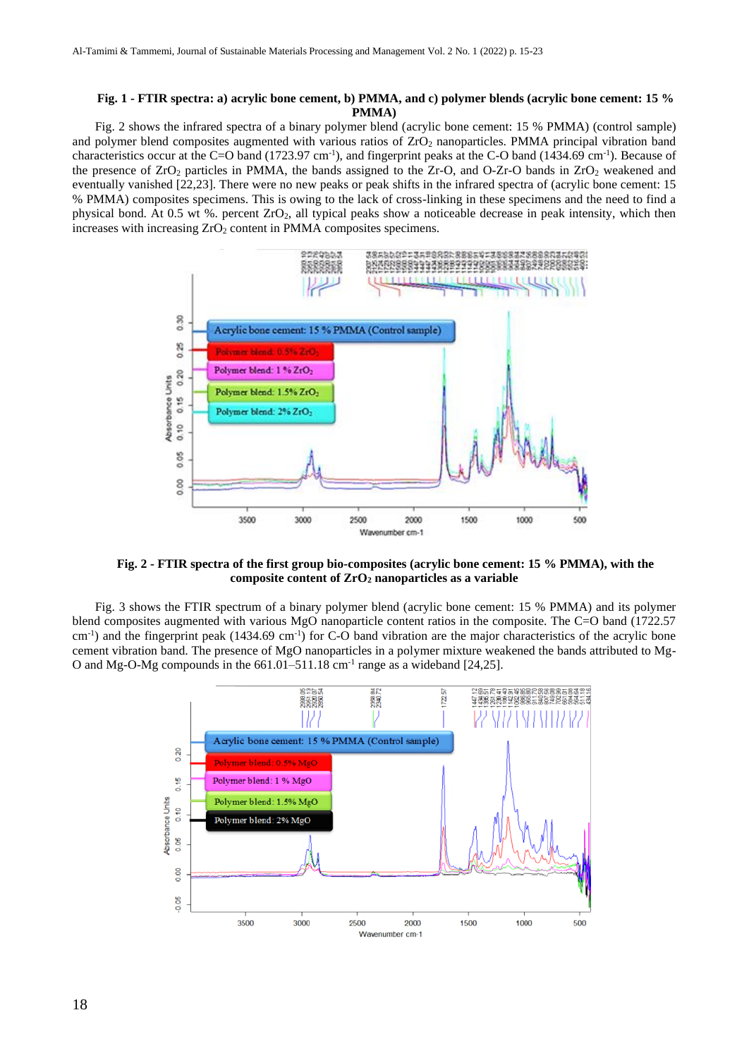**Fig. 1 - FTIR spectra: a) acrylic bone cement, b) PMMA, and c) polymer blends (acrylic bone cement: 15 % PMMA)**

Fig. 2 shows the infrared spectra of a binary polymer blend (acrylic bone cement: 15 % PMMA) (control sample) and polymer blend composites augmented with various ratios of $ZrO_2$ nanoparticles. PMMA principal vibration band characteristics occur at the C=O band (1723.97 $cm^{-1}$), and fingerprint peaks at the C-O band (1434.69 $cm^{-1}$). Because of the presence of $ZrO_2$ particles in PMMA, the bands assigned to the Zr-O, and O-Zr-O bands in $ZrO_2$ weakened and eventually vanished [22,23]. There were no new peaks or peak shifts in the infrared spectra of (acrylic bone cement: 15 % PMMA) composites specimens. This is owing to the lack of cross-linking in these specimens and the need to find a physical bond. At 0.5 wt %. percent $ZrO_2$, all typical peaks show a noticeable decrease in peak intensity, which then increases with increasing $ZrO_2$ content in PMMA composites specimens.

**Fig. 2 - FTIR spectra of the first group bio-composites (acrylic bone cement: 15 % PMMA), with the composite content of $ZrO_2$ nanoparticles as a variable**

Fig. 3 shows the FTIR spectrum of a binary polymer blend (acrylic bone cement: 15 % PMMA) and its polymer blend composites augmented with various MgO nanoparticle content ratios in the composite. The C=O band (1722.57 $cm^{-1}$) and the fingerprint peak (1434.69 $cm^{-1}$) for C-O band vibration are the major characteristics of the acrylic bone cement vibration band. The presence of MgO nanoparticles in a polymer mixture weakened the bands attributed to Mg-O and Mg-O-Mg compounds in the 661.01–511.18 $cm^{-1}$ range as a wideband [24,25].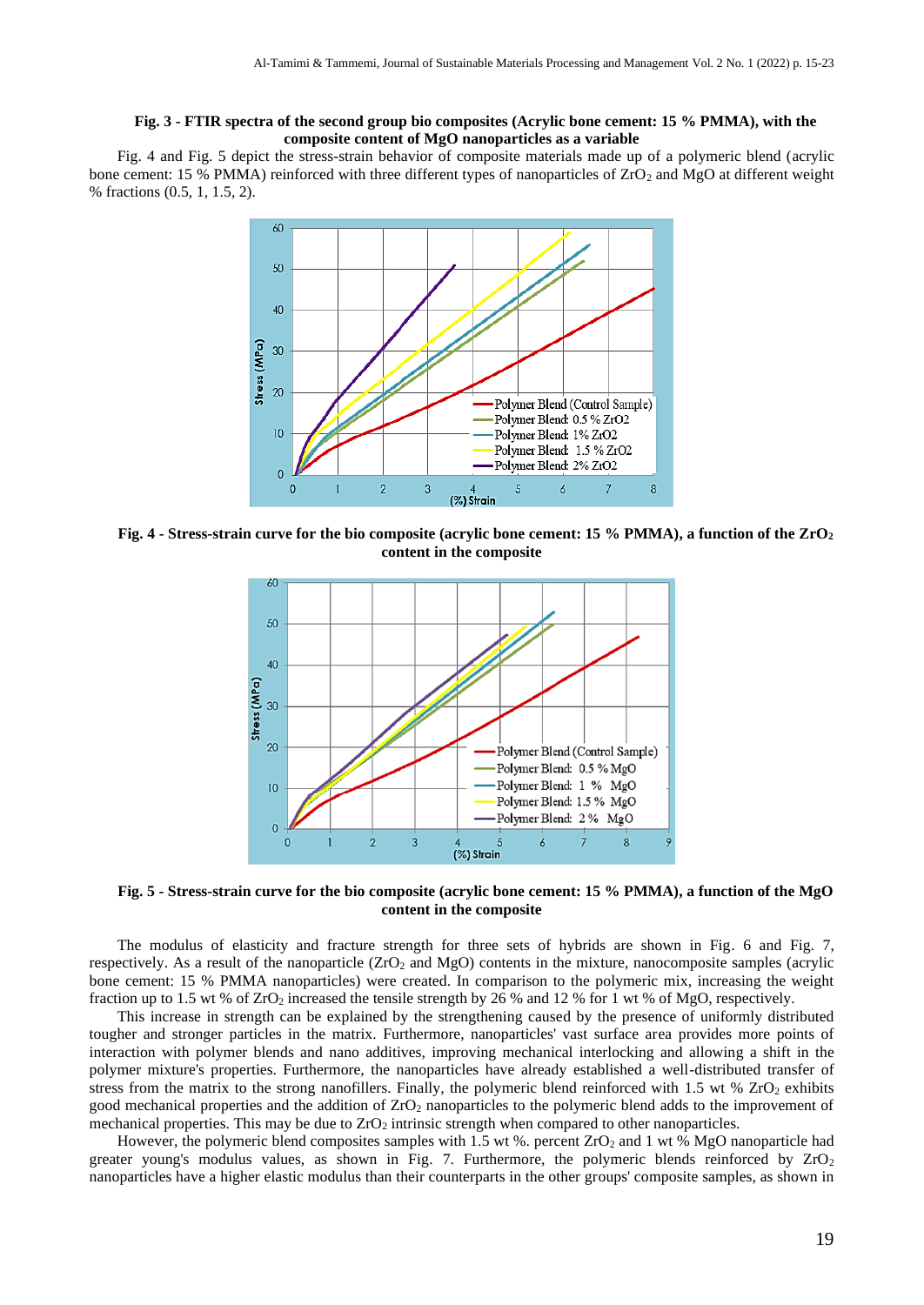**Fig. 3 - FTIR spectra of the second group bio composites (Acrylic bone cement: 15 % PMMA), with the composite content of MgO nanoparticles as a variable**

Fig. 4 and Fig. 5 depict the stress-strain behavior of composite materials made up of a polymeric blend (acrylic bone cement: 15 % PMMA) reinforced with three different types of nanoparticles of $ZrO_2$ and MgO at different weight % fractions (0.5, 1, 1.5, 2).

**Fig. 4 - Stress-strain curve for the bio composite (acrylic bone cement: 15 % PMMA), a function of the $ZrO_2$ content in the composite**

**Fig. 5 - Stress-strain curve for the bio composite (acrylic bone cement: 15 % PMMA), a function of the MgO content in the composite**

The modulus of elasticity and fracture strength for three sets of hybrids are shown in Fig. 6 and Fig. 7, respectively. As a result of the nanoparticle ($ZrO_2$ and MgO) contents in the mixture, nanocomposite samples (acrylic bone cement: 15 % PMMA nanoparticles) were created. In comparison to the polymeric mix, increasing the weight fraction up to 1.5 wt % of $ZrO_2$ increased the tensile strength by 26 % and 12 % for 1 wt % of MgO, respectively.

This increase in strength can be explained by the strengthening caused by the presence of uniformly distributed tougher and stronger particles in the matrix. Furthermore, nanoparticles' vast surface area provides more points of interaction with polymer blends and nano additives, improving mechanical interlocking and allowing a shift in the polymer mixture's properties. Furthermore, the nanoparticles have already established a well-distributed transfer of stress from the matrix to the strong nanofillers. Finally, the polymeric blend reinforced with 1.5 wt % $ZrO_2$ exhibits good mechanical properties and the addition of $ZrO_2$ nanoparticles to the polymeric blend adds to the improvement of mechanical properties. This may be due to $ZrO_2$ intrinsic strength when compared to other nanoparticles.

However, the polymeric blend composites samples with 1.5 wt %. percent $ZrO_2$ and 1 wt % MgO nanoparticle had greater young's modulus values, as shown in Fig. 7. Furthermore, the polymeric blends reinforced by $ZrO_2$ nanoparticles have a higher elastic modulus than their counterparts in the other groups' composite samples, as shown in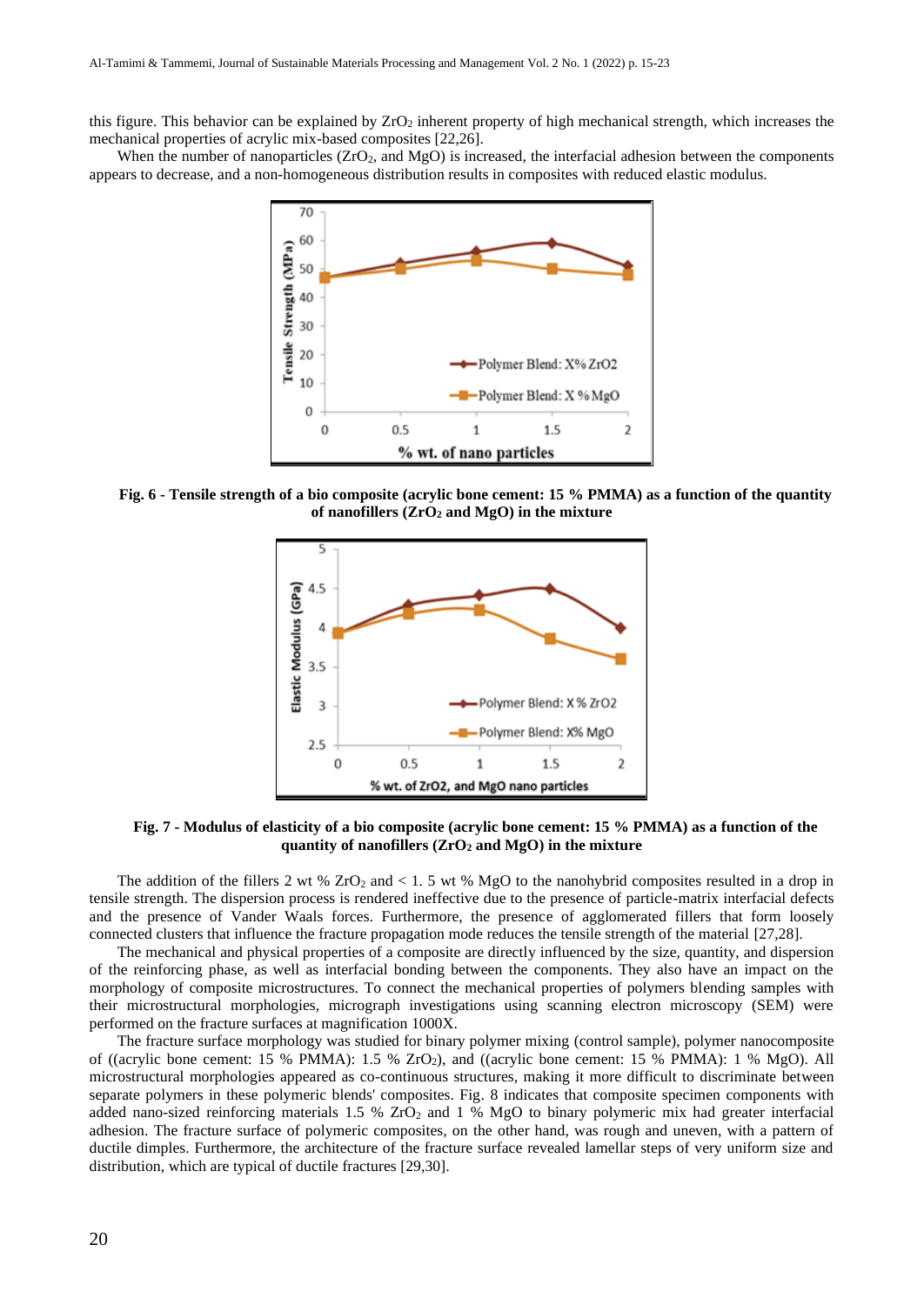this figure. This behavior can be explained by $ZrO_2$ inherent property of high mechanical strength, which increases the mechanical properties of acrylic mix-based composites [22,26].

When the number of nanoparticles ($ZrO_2$, and MgO) is increased, the interfacial adhesion between the components appears to decrease, and a non-homogeneous distribution results in composites with reduced elastic modulus.

**Fig. 6 - Tensile strength of a bio composite (acrylic bone cement: 15 % PMMA) as a function of the quantity of nanofillers ($ZrO_2$ and MgO) in the mixture**

**Fig. 7 - Modulus of elasticity of a bio composite (acrylic bone cement: 15 % PMMA) as a function of the quantity of nanofillers ($ZrO_2$ and MgO) in the mixture**

The addition of the fillers 2 wt % $ZrO_2$ and < 1. 5 wt % MgO to the nanohybrid composites resulted in a drop in tensile strength. The dispersion process is rendered ineffective due to the presence of particle-matrix interfacial defects and the presence of Vander Waals forces. Furthermore, the presence of agglomerated fillers that form loosely connected clusters that influence the fracture propagation mode reduces the tensile strength of the material [27,28].

The mechanical and physical properties of a composite are directly influenced by the size, quantity, and dispersion of the reinforcing phase, as well as interfacial bonding between the components. They also have an impact on the morphology of composite microstructures. To connect the mechanical properties of polymers blending samples with their microstructural morphologies, micrograph investigations using scanning electron microscopy (SEM) were performed on the fracture surfaces at magnification 1000X.

The fracture surface morphology was studied for binary polymer mixing (control sample), polymer nanocomposite of ((acrylic bone cement: 15 % PMMA): 1.5 % $ZrO_2$), and ((acrylic bone cement: 15 % PMMA): 1 % MgO). All microstructural morphologies appeared as co-continuous structures, making it more difficult to discriminate between separate polymers in these polymeric blends' composites. Fig. 8 indicates that composite specimen components with added nano-sized reinforcing materials 1.5 % $ZrO_2$ and 1 % MgO to binary polymeric mix had greater interfacial adhesion. The fracture surface of polymeric composites, on the other hand, was rough and uneven, with a pattern of ductile dimples. Furthermore, the architecture of the fracture surface revealed lamellar steps of very uniform size and distribution, which are typical of ductile fractures [29,30].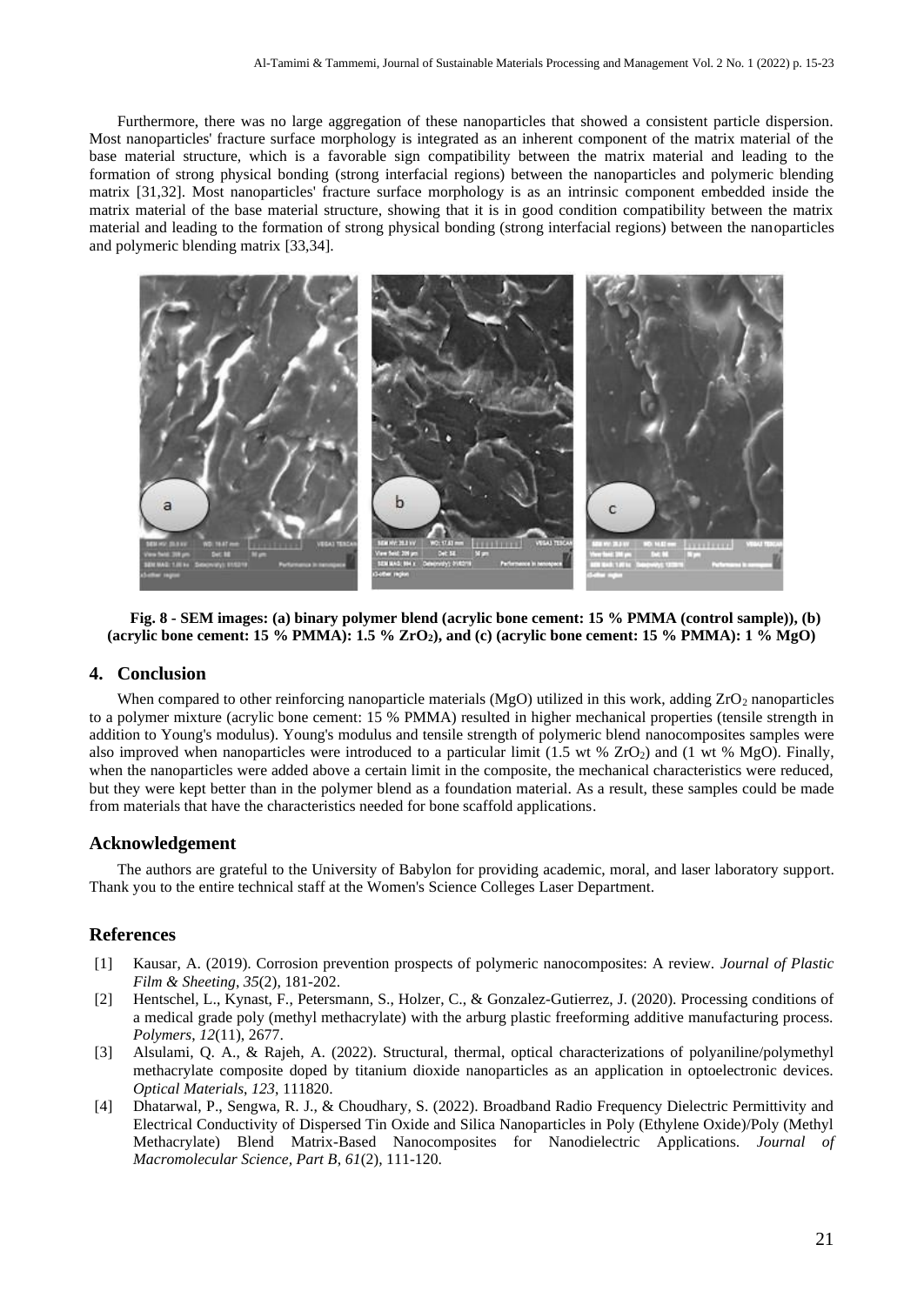Furthermore, there was no large aggregation of these nanoparticles that showed a consistent particle dispersion. Most nanoparticles' fracture surface morphology is integrated as an inherent component of the matrix material of the base material structure, which is a favorable sign compatibility between the matrix material and leading to the formation of strong physical bonding (strong interfacial regions) between the nanoparticles and polymeric blending matrix [31,32]. Most nanoparticles' fracture surface morphology is as an intrinsic component embedded inside the matrix material of the base material structure, showing that it is in good condition compatibility between the matrix material and leading to the formation of strong physical bonding (strong interfacial regions) between the nanoparticles and polymeric blending matrix [33,34].

**Fig. 8 - SEM images: (a) binary polymer blend (acrylic bone cement: 15 % PMMA (control sample)), (b) (acrylic bone cement: 15 % PMMA): 1.5 % $ZrO_2$), and (c) (acrylic bone cement: 15 % PMMA): 1 % MgO)**

## 4. Conclusion

When compared to other reinforcing nanoparticle materials (MgO) utilized in this work, adding $ZrO_2$ nanoparticles to a polymer mixture (acrylic bone cement: 15 % PMMA) resulted in higher mechanical properties (tensile strength in addition to Young's modulus). Young's modulus and tensile strength of polymeric blend nanocomposites samples were also improved when nanoparticles were introduced to a particular limit (1.5 wt % $ZrO_2$) and (1 wt % MgO). Finally, when the nanoparticles were added above a certain limit in the composite, the mechanical characteristics were reduced, but they were kept better than in the polymer blend as a foundation material. As a result, these samples could be made from materials that have the characteristics needed for bone scaffold applications.

## Acknowledgement

The authors are grateful to the University of Babylon for providing academic, moral, and laser laboratory support. Thank you to the entire technical staff at the Women's Science Colleges Laser Department.

## References

[1] Kausar, A. (2019). Corrosion prevention prospects of polymeric nanocomposites: A review. *Journal of Plastic Film & Sheeting*, *35*(2), 181-202.

[2] Hentschel, L., Kynast, F., Petersmann, S., Holzer, C., & Gonzalez-Gutierrez, J. (2020). Processing conditions of a medical grade poly (methyl methacrylate) with the arburg plastic freeforming additive manufacturing process. *Polymers*, *12*(11), 2677.

[3] Alsulami, Q. A., & Rajeh, A. (2022). Structural, thermal, optical characterizations of polyaniline/polymethyl methacrylate composite doped by titanium dioxide nanoparticles as an application in optoelectronic devices. *Optical Materials*, *123*, 111820.

[4] Dhatarwal, P., Sengwa, R. J., & Choudhary, S. (2022). Broadband Radio Frequency Dielectric Permittivity and Electrical Conductivity of Dispersed Tin Oxide and Silica Nanoparticles in Poly (Ethylene Oxide)/Poly (Methyl Methacrylate) Blend Matrix-Based Nanocomposites for Nanodielectric Applications. *Journal of Macromolecular Science, Part B*, *61*(2), 111-120.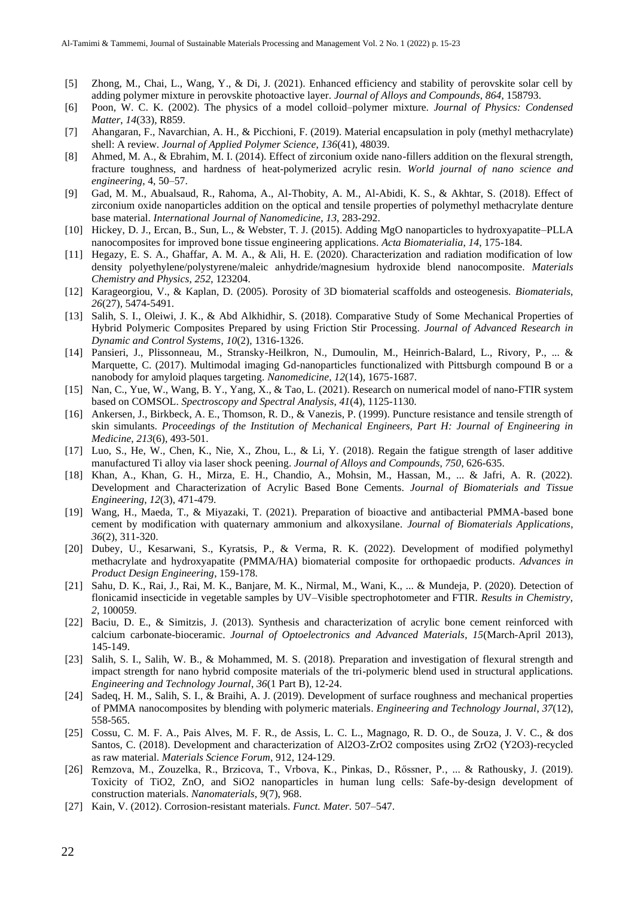[5] Zhong, M., Chai, L., Wang, Y., & Di, J. (2021). Enhanced efficiency and stability of perovskite solar cell by adding polymer mixture in perovskite photoactive layer. *Journal of Alloys and Compounds*, *864*, 158793.

[6] Poon, W. C. K. (2002). The physics of a model colloid–polymer mixture. *Journal of Physics: Condensed Matter*, *14*(33), R859.

[7] Ahangaran, F., Navarchian, A. H., & Picchioni, F. (2019). Material encapsulation in poly (methyl methacrylate) shell: A review. *Journal of Applied Polymer Science*, *136*(41), 48039.

[8] Ahmed, M. A., & Ebrahim, M. I. (2014). Effect of zirconium oxide nano-fillers addition on the flexural strength, fracture toughness, and hardness of heat-polymerized acrylic resin. *World journal of nano science and engineering*, 4, 50–57.

[9] Gad, M. M., Abualsaud, R., Rahoma, A., Al-Thobity, A. M., Al-Abidi, K. S., & Akhtar, S. (2018). Effect of zirconium oxide nanoparticles addition on the optical and tensile properties of polymethyl methacrylate denture base material. *International Journal of Nanomedicine*, *13*, 283-292.

[10] Hickey, D. J., Ercan, B., Sun, L., & Webster, T. J. (2015). Adding MgO nanoparticles to hydroxyapatite–PLLA nanocomposites for improved bone tissue engineering applications. *Acta Biomaterialia*, *14*, 175-184.

[11] Hegazy, E. S. A., Ghaffar, A. M. A., & Ali, H. E. (2020). Characterization and radiation modification of low density polyethylene/polystyrene/maleic anhydride/magnesium hydroxide blend nanocomposite. *Materials Chemistry and Physics*, *252*, 123204.

[12] Karageorgiou, V., & Kaplan, D. (2005). Porosity of 3D biomaterial scaffolds and osteogenesis. *Biomaterials*, *26*(27), 5474-5491.

[13] Salih, S. I., Oleiwi, J. K., & Abd Alkhidhir, S. (2018). Comparative Study of Some Mechanical Properties of Hybrid Polymeric Composites Prepared by using Friction Stir Processing. *Journal of Advanced Research in Dynamic and Control Systems*, *10*(2), 1316-1326.

[14] Pansieri, J., Plissonneau, M., Stransky-Heilkron, N., Dumoulin, M., Heinrich-Balard, L., Rivory, P., ... & Marquette, C. (2017). Multimodal imaging Gd-nanoparticles functionalized with Pittsburgh compound B or a nanobody for amyloid plaques targeting. *Nanomedicine*, *12*(14), 1675-1687.

[15] Nan, C., Yue, W., Wang, B. Y., Yang, X., & Tao, L. (2021). Research on numerical model of nano-FTIR system based on COMSOL. *Spectroscopy and Spectral Analysis*, *41*(4), 1125-1130.

[16] Ankersen, J., Birkbeck, A. E., Thomson, R. D., & Vanezis, P. (1999). Puncture resistance and tensile strength of skin simulants. *Proceedings of the Institution of Mechanical Engineers, Part H: Journal of Engineering in Medicine*, *213*(6), 493-501.

[17] Luo, S., He, W., Chen, K., Nie, X., Zhou, L., & Li, Y. (2018). Regain the fatigue strength of laser additive manufactured Ti alloy via laser shock peening. *Journal of Alloys and Compounds*, *750*, 626-635.

[18] Khan, A., Khan, G. H., Mirza, E. H., Chandio, A., Mohsin, M., Hassan, M., ... & Jafri, A. R. (2022). Development and Characterization of Acrylic Based Bone Cements. *Journal of Biomaterials and Tissue Engineering*, *12*(3), 471-479.

[19] Wang, H., Maeda, T., & Miyazaki, T. (2021). Preparation of bioactive and antibacterial PMMA-based bone cement by modification with quaternary ammonium and alkoxysilane. *Journal of Biomaterials Applications*, *36*(2), 311-320.

[20] Dubey, U., Kesarwani, S., Kyratsis, P., & Verma, R. K. (2022). Development of modified polymethyl methacrylate and hydroxyapatite (PMMA/HA) biomaterial composite for orthopaedic products. *Advances in Product Design Engineering*, 159-178.

[21] Sahu, D. K., Rai, J., Rai, M. K., Banjare, M. K., Nirmal, M., Wani, K., ... & Mundeja, P. (2020). Detection of flonicamid insecticide in vegetable samples by UV–Visible spectrophotometer and FTIR. *Results in Chemistry*, *2*, 100059.

[22] Baciu, D. E., & Simitzis, J. (2013). Synthesis and characterization of acrylic bone cement reinforced with calcium carbonate-bioceramic. *Journal of Optoelectronics and Advanced Materials*, *15*(March-April 2013), 145-149.

[23] Salih, S. I., Salih, W. B., & Mohammed, M. S. (2018). Preparation and investigation of flexural strength and impact strength for nano hybrid composite materials of the tri-polymeric blend used in structural applications. *Engineering and Technology Journal*, *36*(1 Part B), 12-24.

[24] Sadeq, H. M., Salih, S. I., & Braihi, A. J. (2019). Development of surface roughness and mechanical properties of PMMA nanocomposites by blending with polymeric materials. *Engineering and Technology Journal*, *37*(12), 558-565.

[25] Cossu, C. M. F. A., Pais Alves, M. F. R., de Assis, L. C. L., Magnago, R. D. O., de Souza, J. V. C., & dos Santos, C. (2018). Development and characterization of Al2O3-ZrO2 composites using ZrO2 (Y2O3)-recycled as raw material. *Materials Science Forum*, 912, 124-129.

[26] Remzova, M., Zouzelka, R., Brzicova, T., Vrbova, K., Pinkas, D., Rőssner, P., ... & Rathousky, J. (2019). Toxicity of TiO2, ZnO, and SiO2 nanoparticles in human lung cells: Safe-by-design development of construction materials. *Nanomaterials*, *9*(7), 968.

[27] Kain, V. (2012). Corrosion-resistant materials. *Funct. Mater.* 507–547.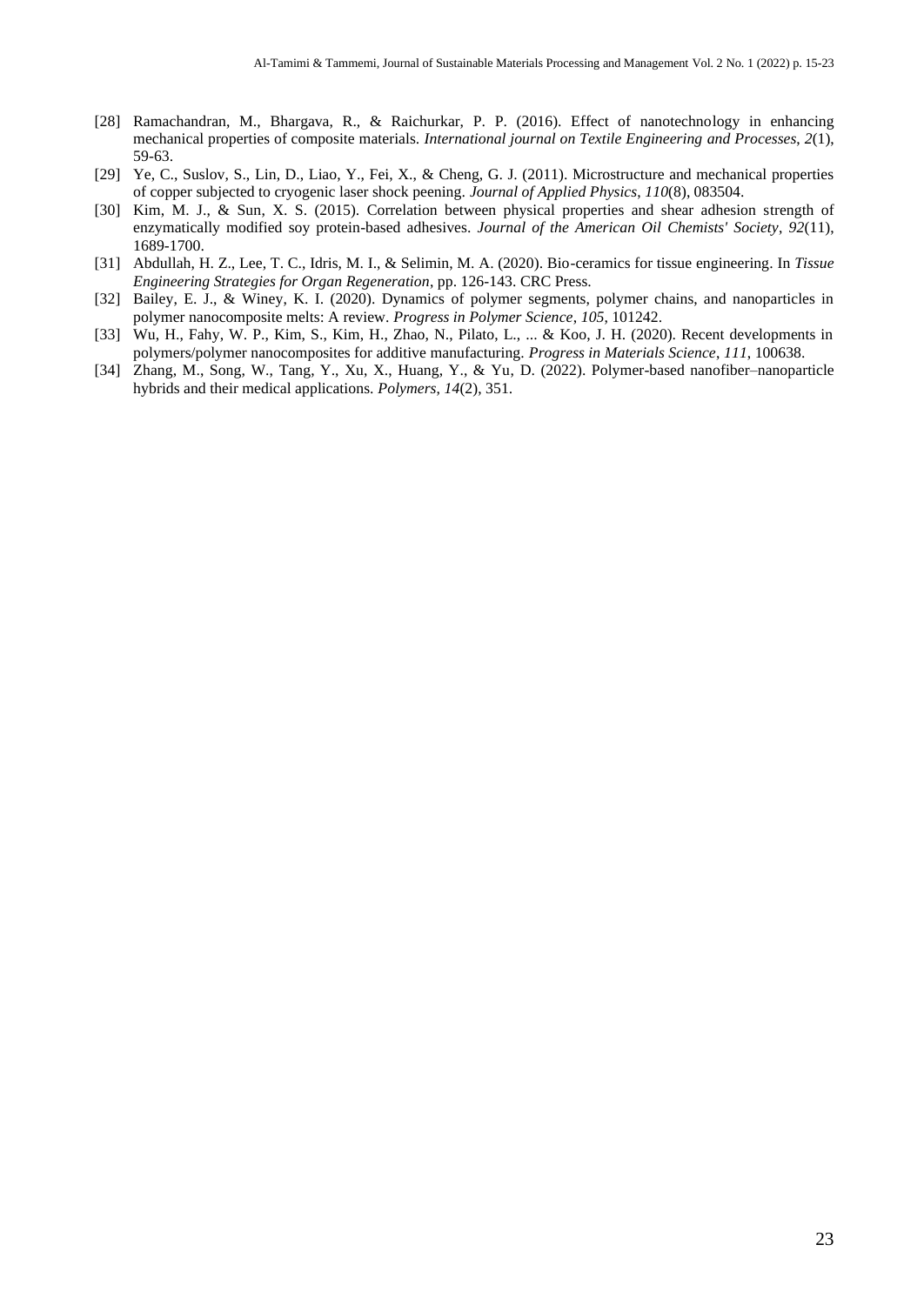[28] Ramachandran, M., Bhargava, R., & Raichurkar, P. P. (2016). Effect of nanotechnology in enhancing mechanical properties of composite materials. *International journal on Textile Engineering and Processes*, *2*(1), 59-63.

[29] Ye, C., Suslov, S., Lin, D., Liao, Y., Fei, X., & Cheng, G. J. (2011). Microstructure and mechanical properties of copper subjected to cryogenic laser shock peening. *Journal of Applied Physics*, *110*(8), 083504.

[30] Kim, M. J., & Sun, X. S. (2015). Correlation between physical properties and shear adhesion strength of enzymatically modified soy protein-based adhesives. *Journal of the American Oil Chemists' Society*, *92*(11), 1689-1700.

[31] Abdullah, H. Z., Lee, T. C., Idris, M. I., & Selimin, M. A. (2020). Bio-ceramics for tissue engineering. In *Tissue Engineering Strategies for Organ Regeneration*, pp. 126-143. CRC Press.

[32] Bailey, E. J., & Winey, K. I. (2020). Dynamics of polymer segments, polymer chains, and nanoparticles in polymer nanocomposite melts: A review. *Progress in Polymer Science*, *105*, 101242.

[33] Wu, H., Fahy, W. P., Kim, S., Kim, H., Zhao, N., Pilato, L., ... & Koo, J. H. (2020). Recent developments in polymers/polymer nanocomposites for additive manufacturing. *Progress in Materials Science*, *111*, 100638.

[34] Zhang, M., Song, W., Tang, Y., Xu, X., Huang, Y., & Yu, D. (2022). Polymer-based nanofiber–nanoparticle hybrids and their medical applications. *Polymers*, *14*(2), 351.